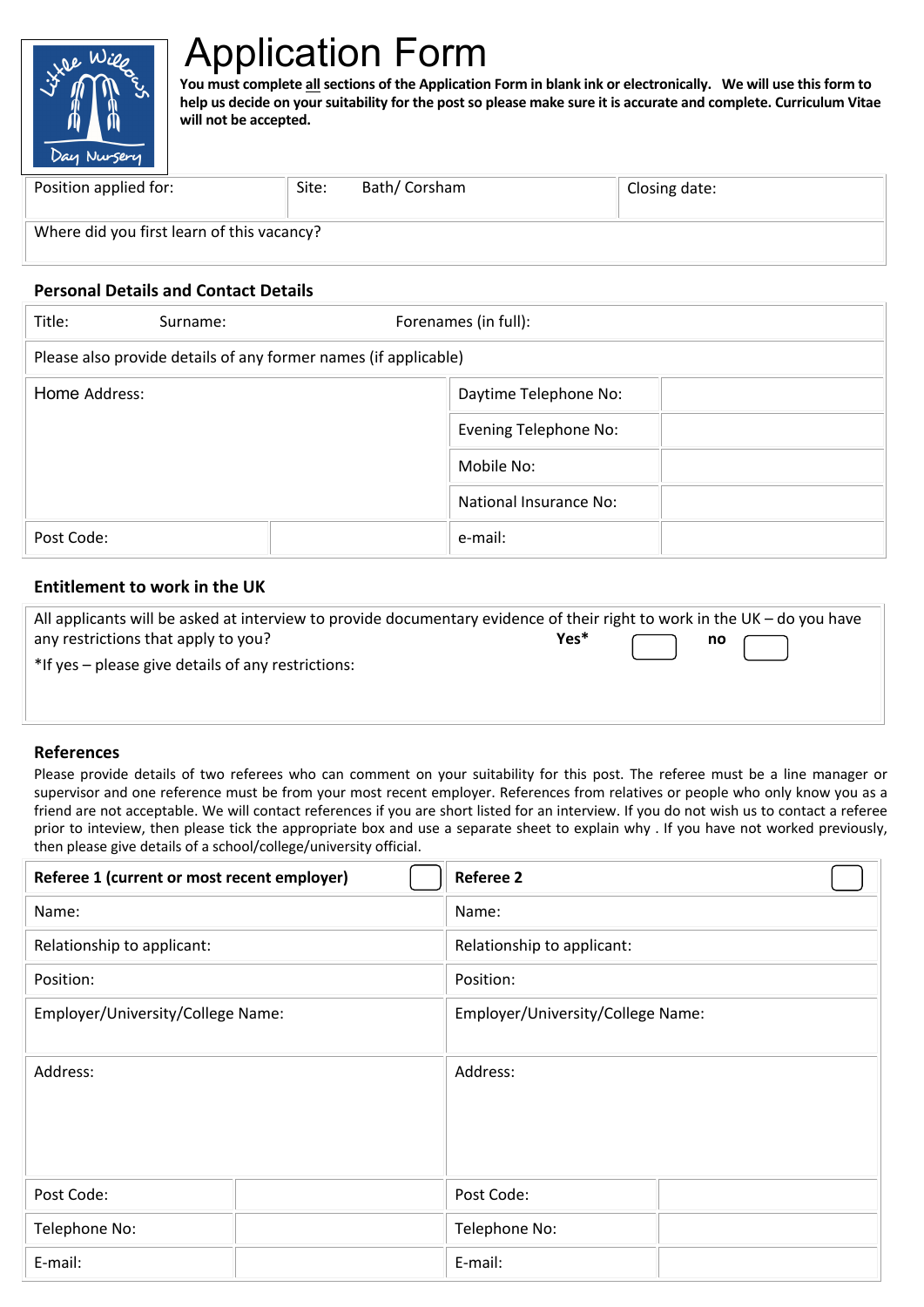# Application Form

**You must complete all sections of the Application Form in blank ink or electronically. We will use this form to help us decide on your suitability for the post so please make sure it is accurate and complete. Curriculum Vitae will not be accepted.**

| Position applied for: | Site: Bath/ Corsham | Closing date: |
|---|---|---|
| Where did you first learn of this vacancy? | | |

## Personal Details and Contact Details

| Title: | Surname: | Forenames (in full): | |
|---|---|---|---|
| Please also provide details of any former names (if applicable) | | | |
| Home Address: | | Daytime Telephone No: | |
| | | Evening Telephone No: | |
| | | Mobile No: | |
| | | National Insurance No: | |
| Post Code: | | e-mail: | |

## Entitlement to work in the UK

All applicants will be asked at interview to provide documentary evidence of their right to work in the UK – do you have any restrictions that apply to you? **Yes*** ☐ **no** ☐

*If yes – please give details of any restrictions:

## References

Please provide details of two referees who can comment on your suitability for this post. The referee must be a line manager or supervisor and one reference must be from your most recent employer. References from relatives or people who only know you as a friend are not acceptable. We will contact references if you are short listed for an interview. If you do not wish us to contact a referee prior to inteview, then please tick the appropriate box and use a separate sheet to explain why . If you have not worked previously, then please give details of a school/college/university official.

| **Referee 1 (current or most recent employer)** ☐ | | **Referee 2** ☐ | |
|---|---|---|---|
| Name: | | Name: | |
| Relationship to applicant: | | Relationship to applicant: | |
| Position: | | Position: | |
| Employer/University/College Name: | | Employer/University/College Name: | |
| Address: | | Address: | |
| Post Code: | | Post Code: | |
| Telephone No: | | Telephone No: | |
| E-mail: | | E-mail: | |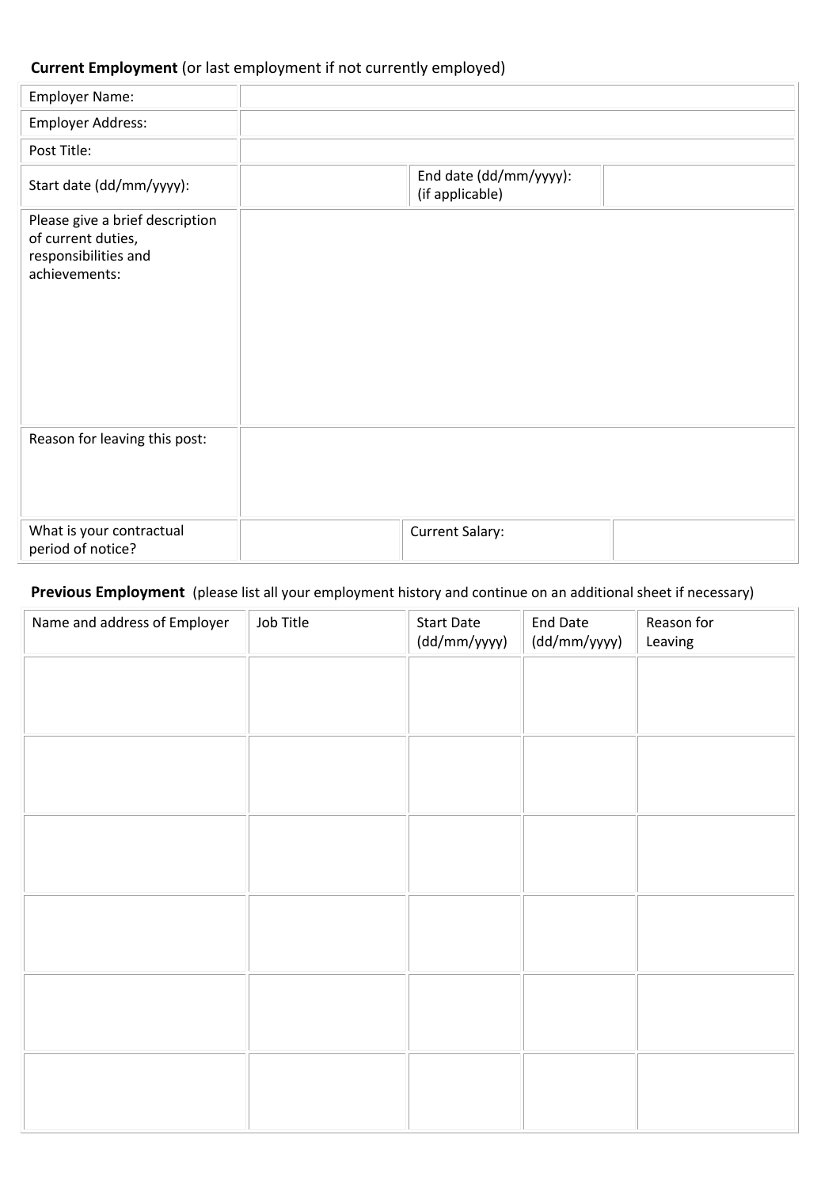**Current Employment** (or last employment if not currently employed)

| | | | |
|---|---|---|---|
| Employer Name: | | | |
| Employer Address: | | | |
| Post Title: | | | |
| Start date (dd/mm/yyyy): | | End date (dd/mm/yyyy): (if applicable) | |
| Please give a brief description of current duties, responsibilities and achievements: | | | |
| Reason for leaving this post: | | | |
| What is your contractual period of notice? | | Current Salary: | |

**Previous Employment** (please list all your employment history and continue on an additional sheet if necessary)

| Name and address of Employer | Job Title | Start Date (dd/mm/yyyy) | End Date (dd/mm/yyyy) | Reason for Leaving |
|---|---|---|---|---|
| | | | | |
| | | | | |
| | | | | |
| | | | | |
| | | | | |
| | | | | |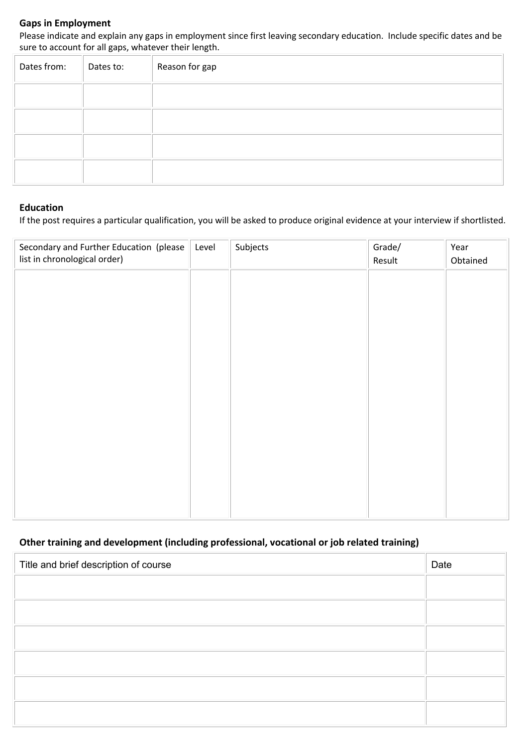**Gaps in Employment**

Please indicate and explain any gaps in employment since first leaving secondary education. Include specific dates and be sure to account for all gaps, whatever their length.

| Dates from: | Dates to: | Reason for gap |
|---|---|---|
| | | |
| | | |
| | | |
| | | |

**Education**

If the post requires a particular qualification, you will be asked to produce original evidence at your interview if shortlisted.

| Secondary and Further Education (please list in chronological order) | Level | Subjects | Grade/ Result | Year Obtained |
|---|---|---|---|---|
| | | | | |

**Other training and development (including professional, vocational or job related training)**

| Title and brief description of course | Date |
|---|---|
| | |
| | |
| | |
| | |
| | |
| | |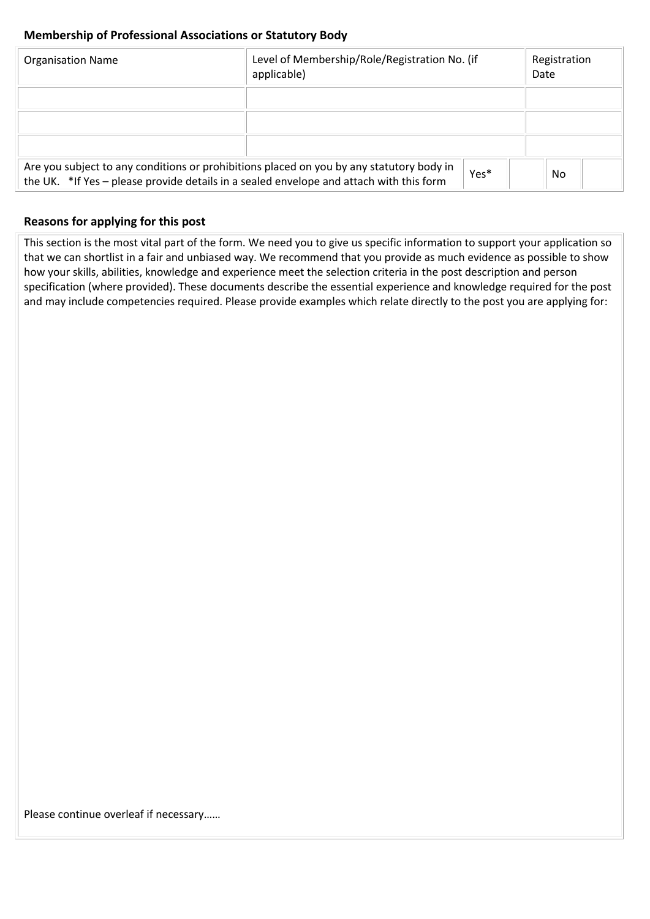## Membership of Professional Associations or Statutory Body

| Organisation Name | Level of Membership/Role/Registration No. (if applicable) | Registration Date |
|---|---|---|
| | | |
| | | |
| | | |

| Are you subject to any conditions or prohibitions placed on you by any statutory body in the UK. *If Yes – please provide details in a sealed envelope and attach with this form | Yes* | | No | |
|---|---|---|---|---|

## Reasons for applying for this post

This section is the most vital part of the form. We need you to give us specific information to support your application so that we can shortlist in a fair and unbiased way. We recommend that you provide as much evidence as possible to show how your skills, abilities, knowledge and experience meet the selection criteria in the post description and person specification (where provided). These documents describe the essential experience and knowledge required for the post and may include competencies required. Please provide examples which relate directly to the post you are applying for:

Please continue overleaf if necessary……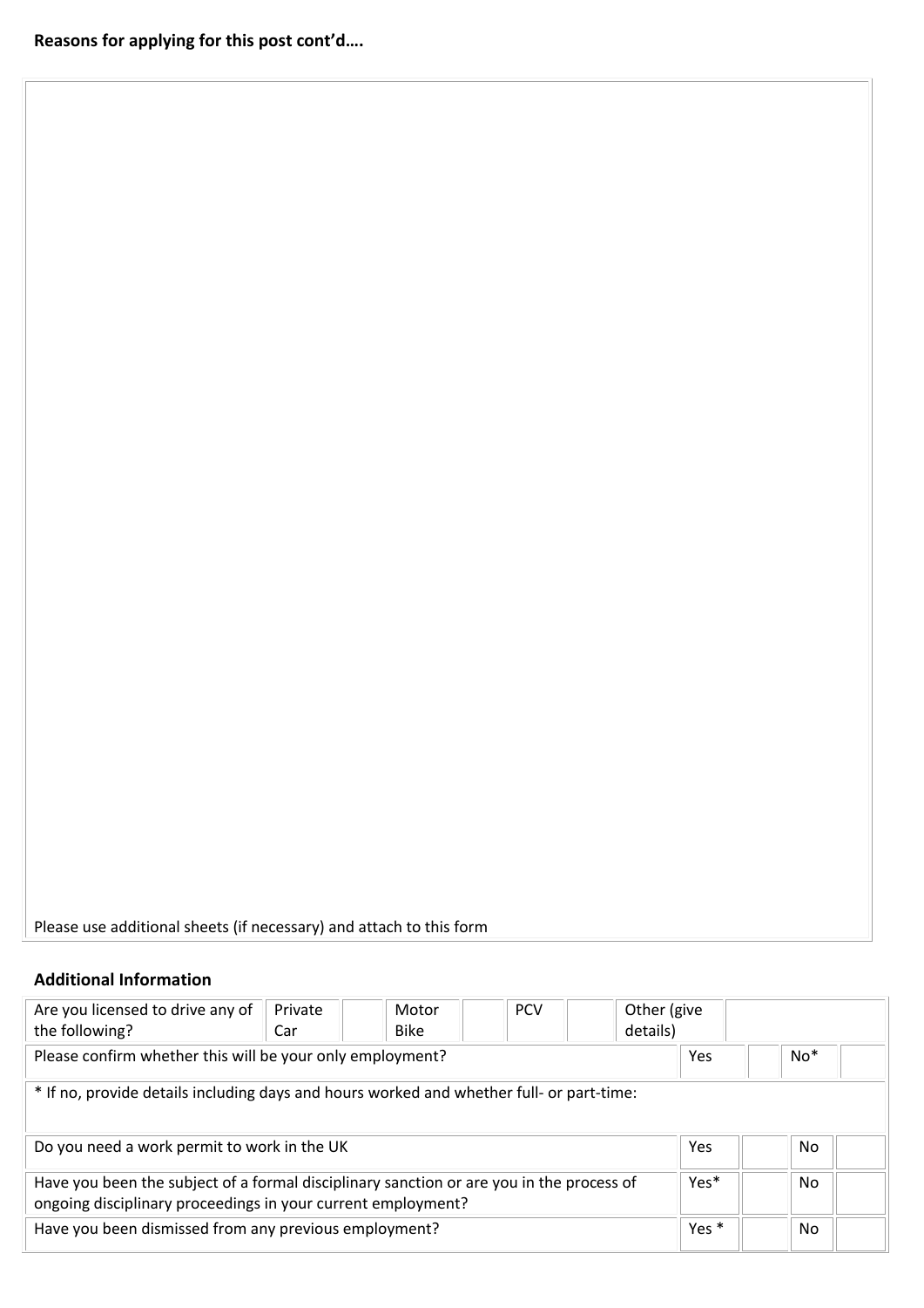**Reasons for applying for this post cont'd….**

Please use additional sheets (if necessary) and attach to this form

### Additional Information

| Are you licensed to drive any of the following? | Private Car | | Motor Bike | | PCV | | Other (give details) | | | |
|---|---|---|---|---|---|---|---|---|---|---|
| Please confirm whether this will be your only employment? | | | | | | | | Yes | | No* |
| * If no, provide details including days and hours worked and whether full- or part-time: | | | | | | | | | | |
| Do you need a work permit to work in the UK | | | | | | | | Yes | | No |
| Have you been the subject of a formal disciplinary sanction or are you in the process of ongoing disciplinary proceedings in your current employment? | | | | | | | | Yes* | | No |
| Have you been dismissed from any previous employment? | | | | | | | | Yes * | | No |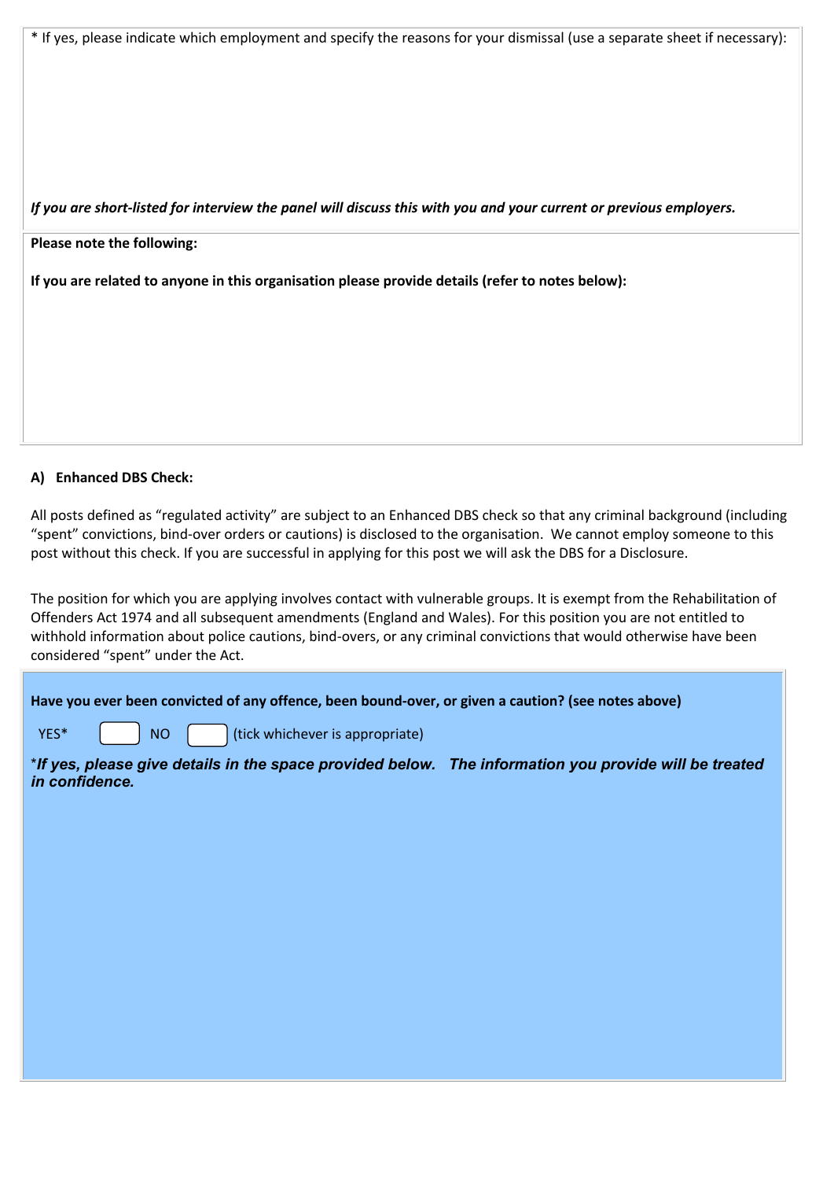* If yes, please indicate which employment and specify the reasons for your dismissal (use a separate sheet if necessary):

***If you are short-listed for interview the panel will discuss this with you and your current or previous employers.***

**Please note the following:**

**If you are related to anyone in this organisation please provide details (refer to notes below):**

**A) Enhanced DBS Check:**

All posts defined as "regulated activity" are subject to an Enhanced DBS check so that any criminal background (including "spent" convictions, bind-over orders or cautions) is disclosed to the organisation. We cannot employ someone to this post without this check. If you are successful in applying for this post we will ask the DBS for a Disclosure.

The position for which you are applying involves contact with vulnerable groups. It is exempt from the Rehabilitation of Offenders Act 1974 and all subsequent amendments (England and Wales). For this position you are not entitled to withhold information about police cautions, bind-overs, or any criminal convictions that would otherwise have been considered "spent" under the Act.

**Have you ever been convicted of any offence, been bound-over, or given a caution? (see notes above)**

YES* ☐ NO ☐ (tick whichever is appropriate)

****If yes, please give details in the space provided below. The information you provide will be treated in confidence.***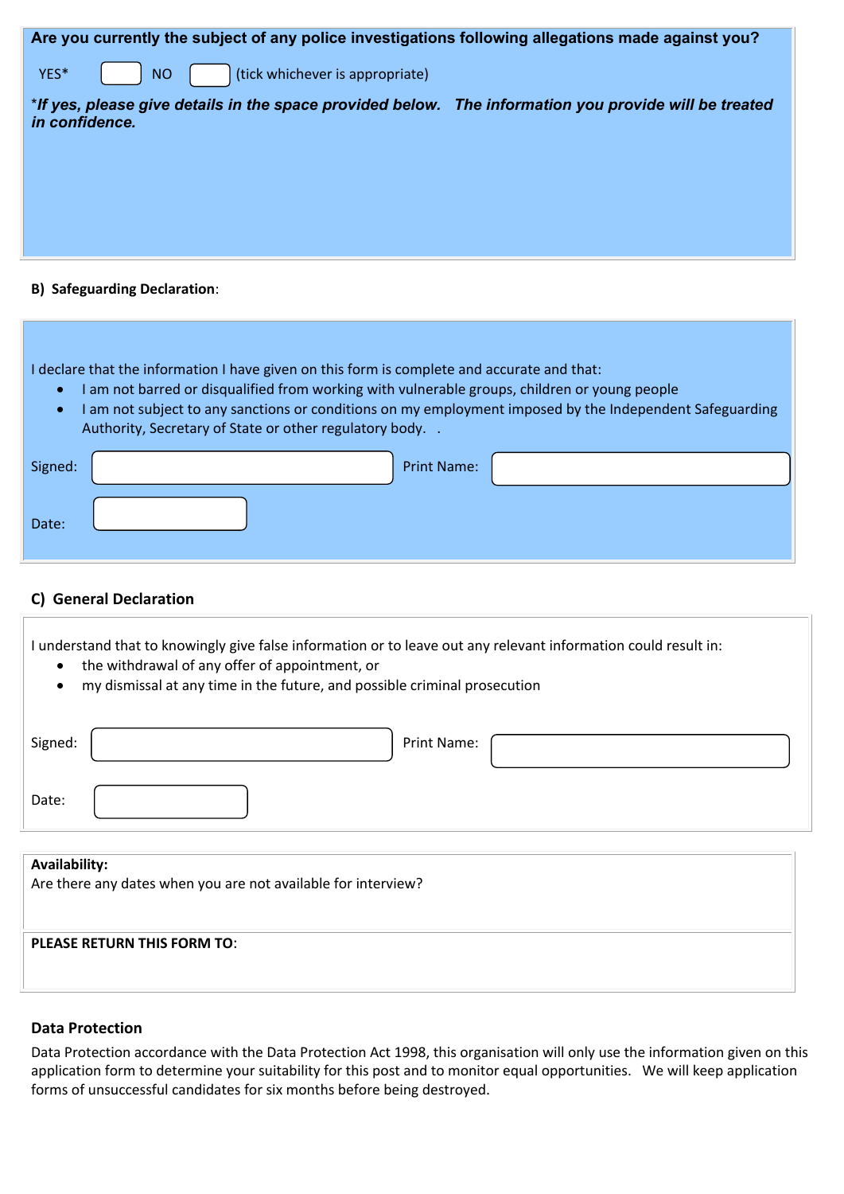**Are you currently the subject of any police investigations following allegations made against you?**

YES* ☐ NO ☐ (tick whichever is appropriate)

***If yes, please give details in the space provided below. The information you provide will be treated in confidence.***

**B) Safeguarding Declaration**:

I declare that the information I have given on this form is complete and accurate and that:

- I am not barred or disqualified from working with vulnerable groups, children or young people
- I am not subject to any sanctions or conditions on my employment imposed by the Independent Safeguarding Authority, Secretary of State or other regulatory body. .

Signed: Print Name:

Date:

**C) General Declaration**

I understand that to knowingly give false information or to leave out any relevant information could result in:

- the withdrawal of any offer of appointment, or
- my dismissal at any time in the future, and possible criminal prosecution

Signed: Print Name:

Date:

**Availability:**
Are there any dates when you are not available for interview?

**PLEASE RETURN THIS FORM TO**:

## Data Protection

Data Protection accordance with the Data Protection Act 1998, this organisation will only use the information given on this application form to determine your suitability for this post and to monitor equal opportunities. We will keep application forms of unsuccessful candidates for six months before being destroyed.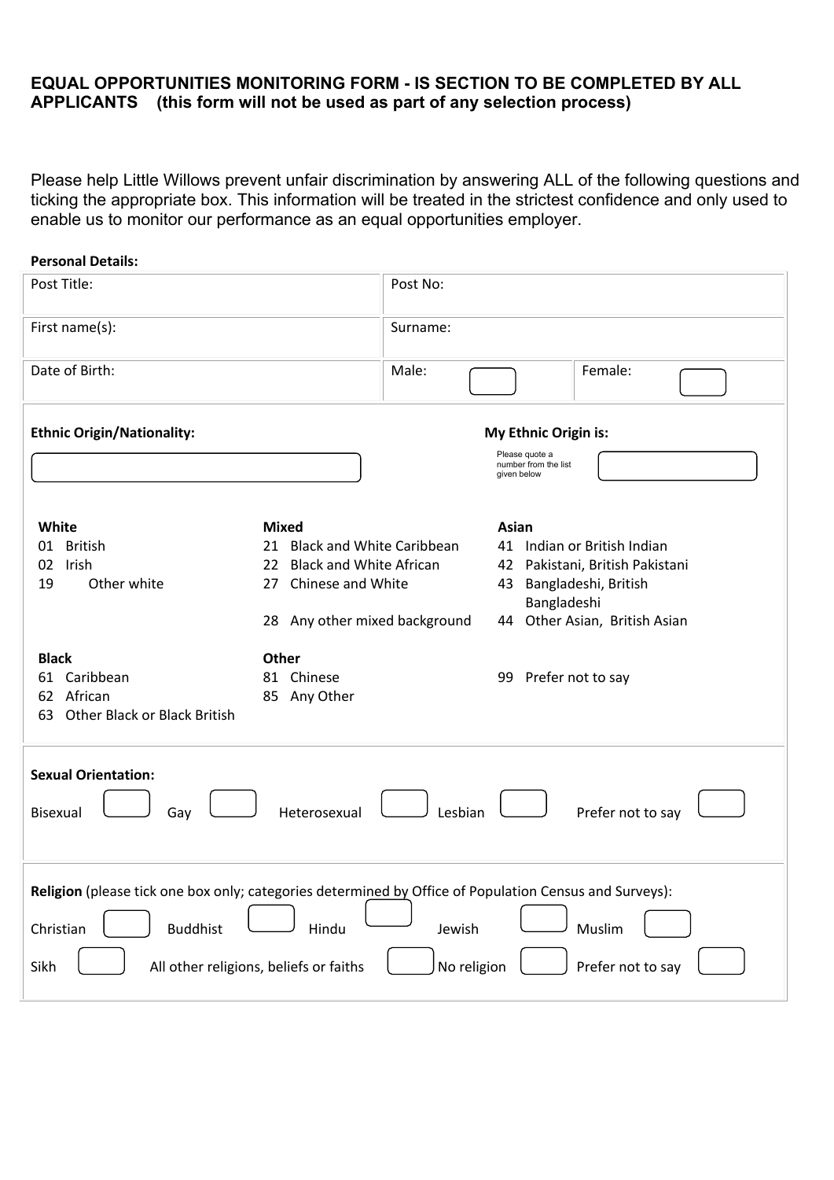**EQUAL OPPORTUNITIES MONITORING FORM - IS SECTION TO BE COMPLETED BY ALL APPLICANTS (this form will not be used as part of any selection process)**

Please help Little Willows prevent unfair discrimination by answering ALL of the following questions and ticking the appropriate box. This information will be treated in the strictest confidence and only used to enable us to monitor our performance as an equal opportunities employer.

**Personal Details:**

| | | | |
|---|---|---|---|
| Post Title: | Post No: | | |
| First name(s): | Surname: | | |
| Date of Birth: | Male: ☐ | Female: ☐ | |

**Ethnic Origin/Nationality:** ☐

**My Ethnic Origin is:** Please quote a number from the list given below ☐

| White | Mixed | Asian |
|---|---|---|
| 01 British | 21 Black and White Caribbean | 41 Indian or British Indian |
| 02 Irish | 22 Black and White African | 42 Pakistani, British Pakistani |
| 19 Other white | 27 Chinese and White | 43 Bangladeshi, British Bangladeshi |
| | 28 Any other mixed background | 44 Other Asian, British Asian |

| Black | Other | |
|---|---|---|
| 61 Caribbean | 81 Chinese | 99 Prefer not to say |
| 62 African | 85 Any Other | |
| 63 Other Black or Black British | | |

**Sexual Orientation:**

Bisexual ☐ Gay ☐ Heterosexual ☐ Lesbian ☐ Prefer not to say ☐

**Religion** (please tick one box only; categories determined by Office of Population Census and Surveys):

Christian ☐ Buddhist ☐ Hindu ☐ Jewish ☐ Muslim ☐

Sikh ☐ All other religions, beliefs or faiths ☐ No religion ☐ Prefer not to say ☐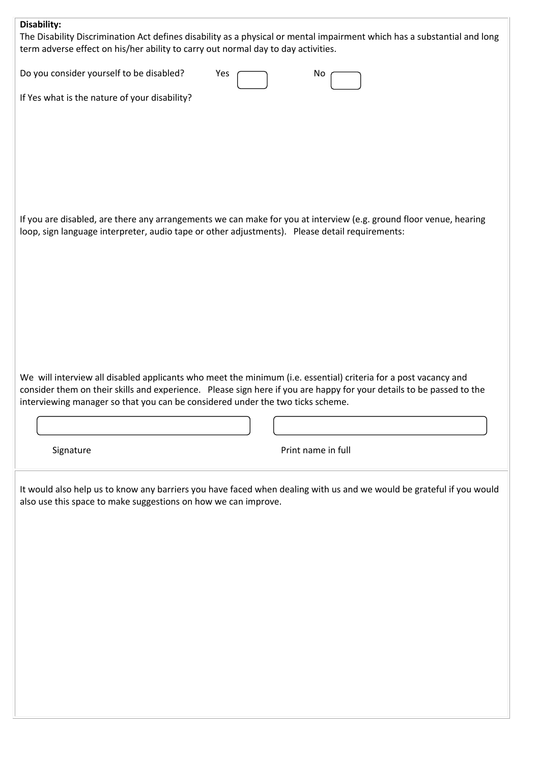**Disability:**

The Disability Discrimination Act defines disability as a physical or mental impairment which has a substantial and long term adverse effect on his/her ability to carry out normal day to day activities.

Do you consider yourself to be disabled? Yes ☐ No ☐

If Yes what is the nature of your disability?

If you are disabled, are there any arrangements we can make for you at interview (e.g. ground floor venue, hearing loop, sign language interpreter, audio tape or other adjustments). Please detail requirements:

We will interview all disabled applicants who meet the minimum (i.e. essential) criteria for a post vacancy and consider them on their skills and experience. Please sign here if you are happy for your details to be passed to the interviewing manager so that you can be considered under the two ticks scheme.

| Signature | Print name in full |
|---|---|
| | |

It would also help us to know any barriers you have faced when dealing with us and we would be grateful if you would also use this space to make suggestions on how we can improve.